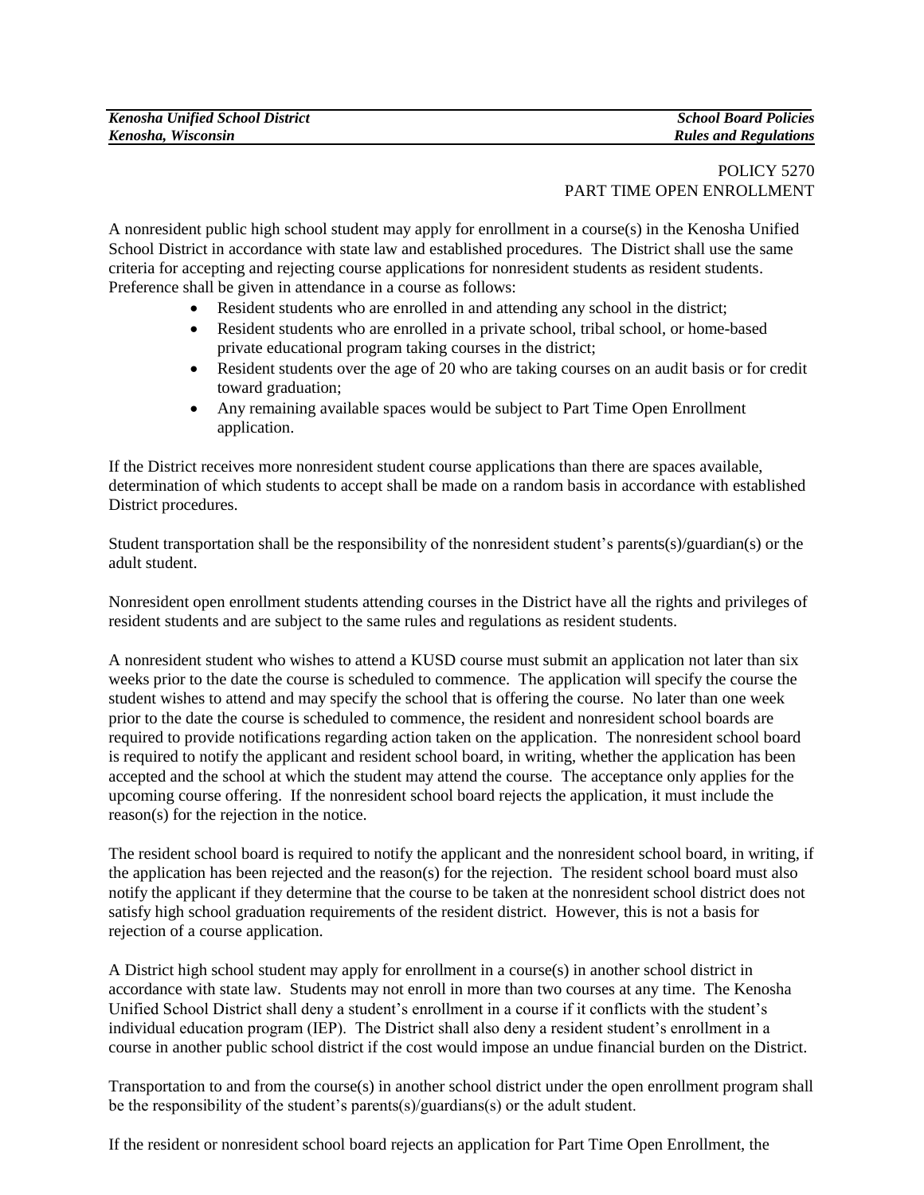| *Kenosha Unified School District* | *School Board Policies* |
| --- | --- |
| *Kenosha, Wisconsin* | *Rules and Regulations* |

POLICY 5270
PART TIME OPEN ENROLLMENT

A nonresident public high school student may apply for enrollment in a course(s) in the Kenosha Unified School District in accordance with state law and established procedures. The District shall use the same criteria for accepting and rejecting course applications for nonresident students as resident students. Preference shall be given in attendance in a course as follows:

- Resident students who are enrolled in and attending any school in the district;
- Resident students who are enrolled in a private school, tribal school, or home-based private educational program taking courses in the district;
- Resident students over the age of 20 who are taking courses on an audit basis or for credit toward graduation;
- Any remaining available spaces would be subject to Part Time Open Enrollment application.

If the District receives more nonresident student course applications than there are spaces available, determination of which students to accept shall be made on a random basis in accordance with established District procedures.

Student transportation shall be the responsibility of the nonresident student's parents(s)/guardian(s) or the adult student.

Nonresident open enrollment students attending courses in the District have all the rights and privileges of resident students and are subject to the same rules and regulations as resident students.

A nonresident student who wishes to attend a KUSD course must submit an application not later than six weeks prior to the date the course is scheduled to commence. The application will specify the course the student wishes to attend and may specify the school that is offering the course. No later than one week prior to the date the course is scheduled to commence, the resident and nonresident school boards are required to provide notifications regarding action taken on the application. The nonresident school board is required to notify the applicant and resident school board, in writing, whether the application has been accepted and the school at which the student may attend the course. The acceptance only applies for the upcoming course offering. If the nonresident school board rejects the application, it must include the reason(s) for the rejection in the notice.

The resident school board is required to notify the applicant and the nonresident school board, in writing, if the application has been rejected and the reason(s) for the rejection. The resident school board must also notify the applicant if they determine that the course to be taken at the nonresident school district does not satisfy high school graduation requirements of the resident district. However, this is not a basis for rejection of a course application.

A District high school student may apply for enrollment in a course(s) in another school district in accordance with state law. Students may not enroll in more than two courses at any time. The Kenosha Unified School District shall deny a student's enrollment in a course if it conflicts with the student's individual education program (IEP). The District shall also deny a resident student's enrollment in a course in another public school district if the cost would impose an undue financial burden on the District.

Transportation to and from the course(s) in another school district under the open enrollment program shall be the responsibility of the student's parents(s)/guardians(s) or the adult student.

If the resident or nonresident school board rejects an application for Part Time Open Enrollment, the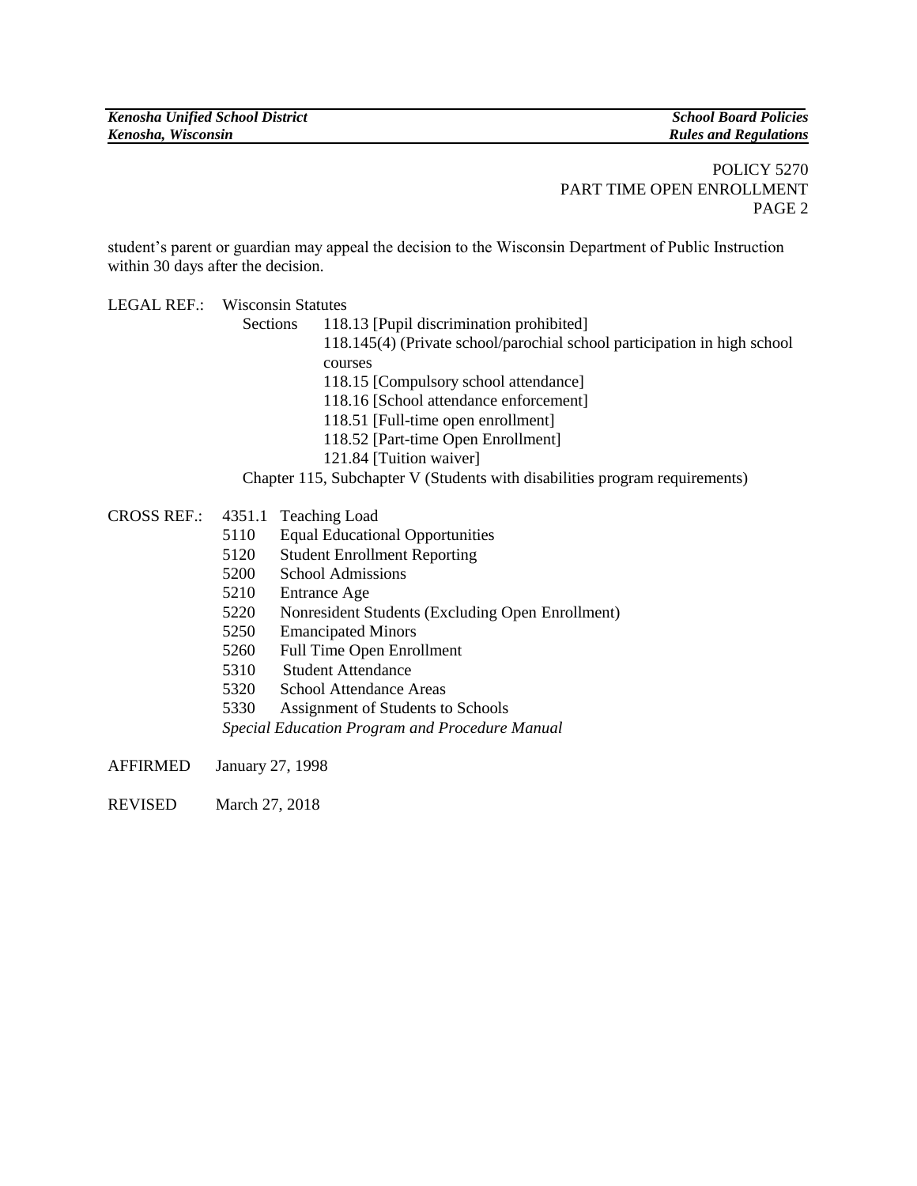student's parent or guardian may appeal the decision to the Wisconsin Department of Public Instruction within 30 days after the decision.

LEGAL REF.: Wisconsin Statutes

Sections
- 118.13 [Pupil discrimination prohibited]
- 118.145(4) (Private school/parochial school participation in high school courses
- 118.15 [Compulsory school attendance]
- 118.16 [School attendance enforcement]
- 118.51 [Full-time open enrollment]
- 118.52 [Part-time Open Enrollment]
- 121.84 [Tuition waiver]

Chapter 115, Subchapter V (Students with disabilities program requirements)

CROSS REF.:
- 4351.1 Teaching Load
- 5110 Equal Educational Opportunities
- 5120 Student Enrollment Reporting
- 5200 School Admissions
- 5210 Entrance Age
- 5220 Nonresident Students (Excluding Open Enrollment)
- 5250 Emancipated Minors
- 5260 Full Time Open Enrollment
- 5310 Student Attendance
- 5320 School Attendance Areas
- 5330 Assignment of Students to Schools

*Special Education Program and Procedure Manual*

AFFIRMED January 27, 1998

REVISED March 27, 2018